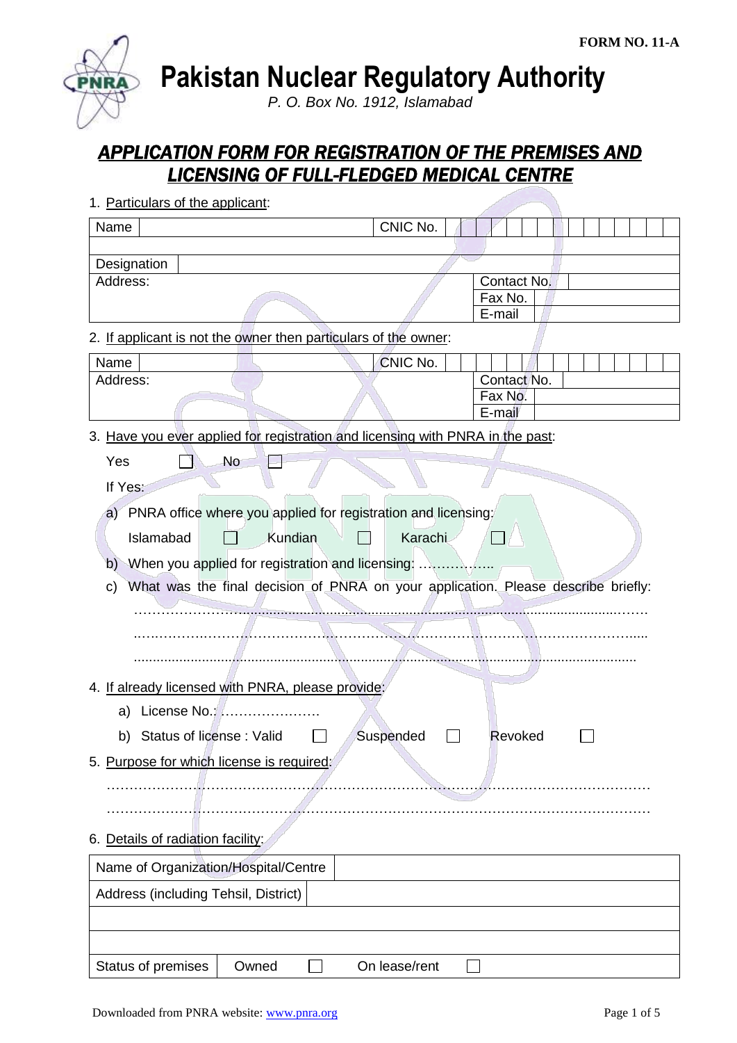FORM NO. 11-A

# Pakistan Nuclear Regulatory Authority

*P. O. Box No. 1912, Islamabad*

## APPLICATION FORM FOR REGISTRATION OF THE PREMISES AND LICENSING OF FULL-FLEDGED MEDICAL CENTRE

1. Particulars of the applicant:

| Name | | CNIC No. | |
|---|---|---|---|
| | | | |
| Designation | | | |
| Address: | | Contact No. | |
| | | Fax No. | |
| | | E-mail | |

2. If applicant is not the owner then particulars of the owner:

| Name | | CNIC No. | |
|---|---|---|---|
| Address: | | Contact No. | |
| | | Fax No. | |
| | | E-mail | |

3. Have you ever applied for registration and licensing with PNRA in the past:

   Yes ☐ No ☐

   If Yes:

   a) PNRA office where you applied for registration and licensing:

      Islamabad ☐ Kundian ☐ Karachi ☐

   b) When you applied for registration and licensing: ……………..

   c) What was the final decision of PNRA on your application. Please describe briefly:

      ……………………………………………………………………………………………………

      ……………………………………………………………………………………………………

      ……………………………………………………………………………………………………

4. If already licensed with PNRA, please provide:

   a) License No.: ………………….

   b) Status of license : Valid ☐ Suspended ☐ Revoked ☐

5. Purpose for which license is required:

   ……………………………………………………………………………………………………

   ……………………………………………………………………………………………………

6. Details of radiation facility:

| Name of Organization/Hospital/Centre | | | |
|---|---|---|---|
| Address (including Tehsil, District) | | | |
| | | | |
| | | | |
| Status of premises | Owned ☐ | On lease/rent ☐ | |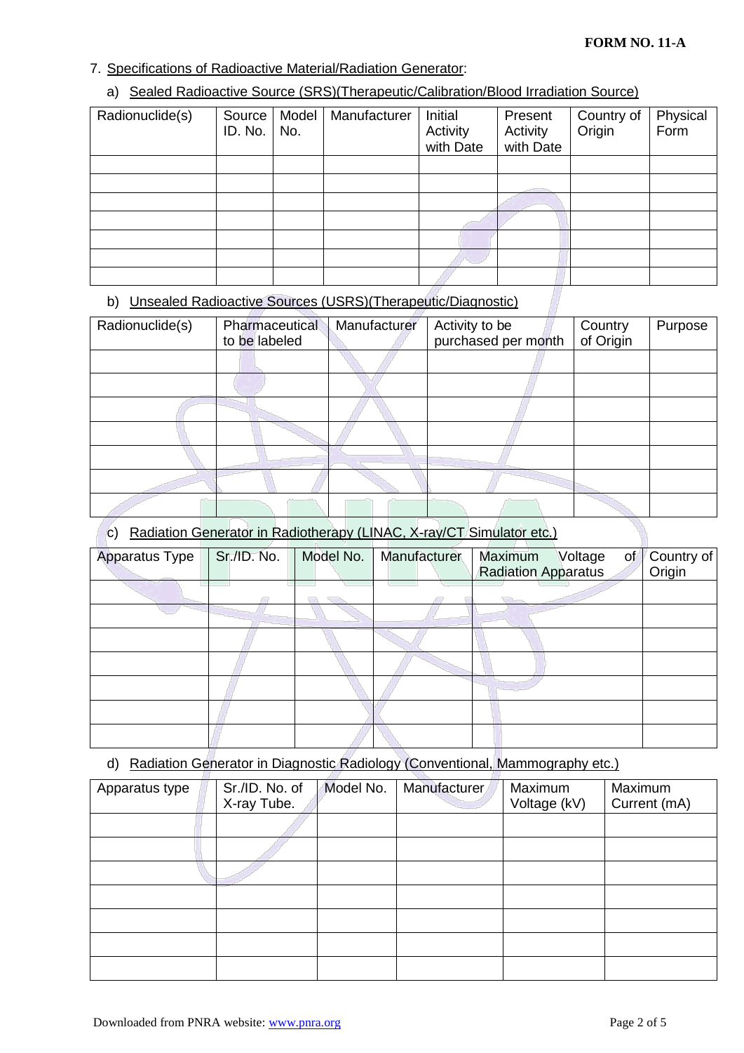**FORM NO. 11-A**

7. Specifications of Radioactive Material/Radiation Generator:

a) Sealed Radioactive Source (SRS)(Therapeutic/Calibration/Blood Irradiation Source)

| Radionuclide(s) | Source ID. No. | Model No. | Manufacturer | Initial Activity with Date | Present Activity with Date | Country of Origin | Physical Form |
|---|---|---|---|---|---|---|---|
| | | | | | | | |
| | | | | | | | |
| | | | | | | | |
| | | | | | | | |
| | | | | | | | |
| | | | | | | | |
| | | | | | | | |

b) Unsealed Radioactive Sources (USRS)(Therapeutic/Diagnostic)

| Radionuclide(s) | Pharmaceutical to be labeled | Manufacturer | Activity to be purchased per month | Country of Origin | Purpose |
|---|---|---|---|---|---|
| | | | | | |
| | | | | | |
| | | | | | |
| | | | | | |
| | | | | | |
| | | | | | |
| | | | | | |

c) Radiation Generator in Radiotherapy (LINAC, X-ray/CT Simulator etc.)

| Apparatus Type | Sr./ID. No. | Model No. | Manufacturer | Maximum Voltage of Radiation Apparatus | Country of Origin |
|---|---|---|---|---|---|
| | | | | | |
| | | | | | |
| | | | | | |
| | | | | | |
| | | | | | |
| | | | | | |
| | | | | | |

d) Radiation Generator in Diagnostic Radiology (Conventional, Mammography etc.)

| Apparatus type | Sr./ID. No. of X-ray Tube. | Model No. | Manufacturer | Maximum Voltage (kV) | Maximum Current (mA) |
|---|---|---|---|---|---|
| | | | | | |
| | | | | | |
| | | | | | |
| | | | | | |
| | | | | | |
| | | | | | |
| | | | | | |

Downloaded from PNRA website: www.pnra.org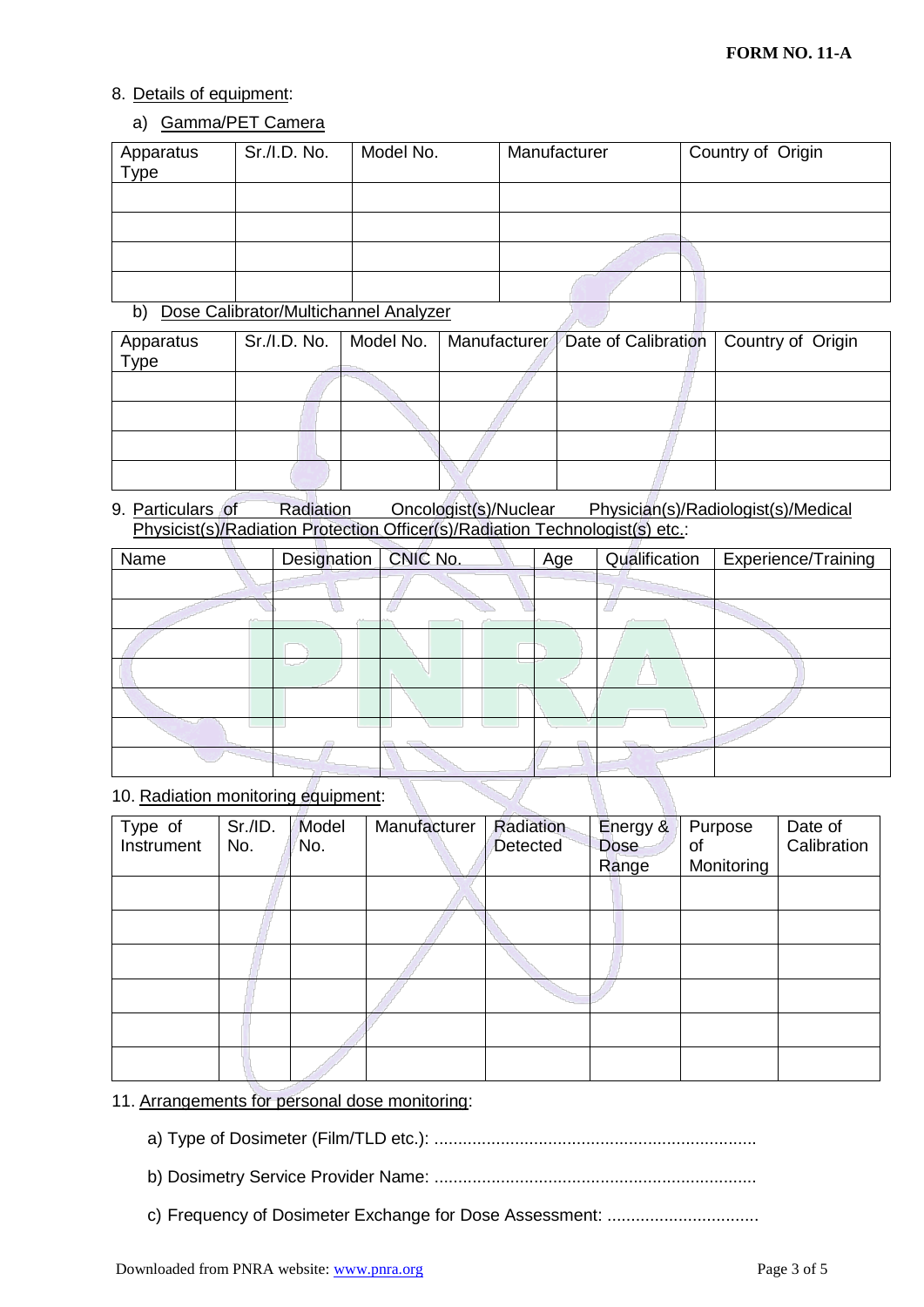**FORM NO. 11-A**

8. Details of equipment:

   a) Gamma/PET Camera

| Apparatus Type | Sr./I.D. No. | Model No. | Manufacturer | Country of Origin |
|---|---|---|---|---|
| | | | | |
| | | | | |
| | | | | |
| | | | | |

   b) Dose Calibrator/Multichannel Analyzer

| Apparatus Type | Sr./I.D. No. | Model No. | Manufacturer | Date of Calibration | Country of Origin |
|---|---|---|---|---|---|
| | | | | | |
| | | | | | |
| | | | | | |
| | | | | | |

9. Particulars of Radiation Oncologist(s)/Nuclear Physician(s)/Radiologist(s)/Medical Physicist(s)/Radiation Protection Officer(s)/Radiation Technologist(s) etc.:

| Name | Designation | CNIC No. | Age | Qualification | Experience/Training |
|---|---|---|---|---|---|
| | | | | | |
| | | | | | |
| | | | | | |
| | | | | | |
| | | | | | |
| | | | | | |
| | | | | | |

10. Radiation monitoring equipment:

| Type of Instrument | Sr./ID. No. | Model No. | Manufacturer | Radiation Detected | Energy & Dose Range | Purpose of Monitoring | Date of Calibration |
|---|---|---|---|---|---|---|---|
| | | | | | | | |
| | | | | | | | |
| | | | | | | | |
| | | | | | | | |
| | | | | | | | |
| | | | | | | | |

11. Arrangements for personal dose monitoring:

   a) Type of Dosimeter (Film/TLD etc.): ...................................................................

   b) Dosimetry Service Provider Name: ...................................................................

   c) Frequency of Dosimeter Exchange for Dose Assessment: ................................

Downloaded from PNRA website: www.pnra.org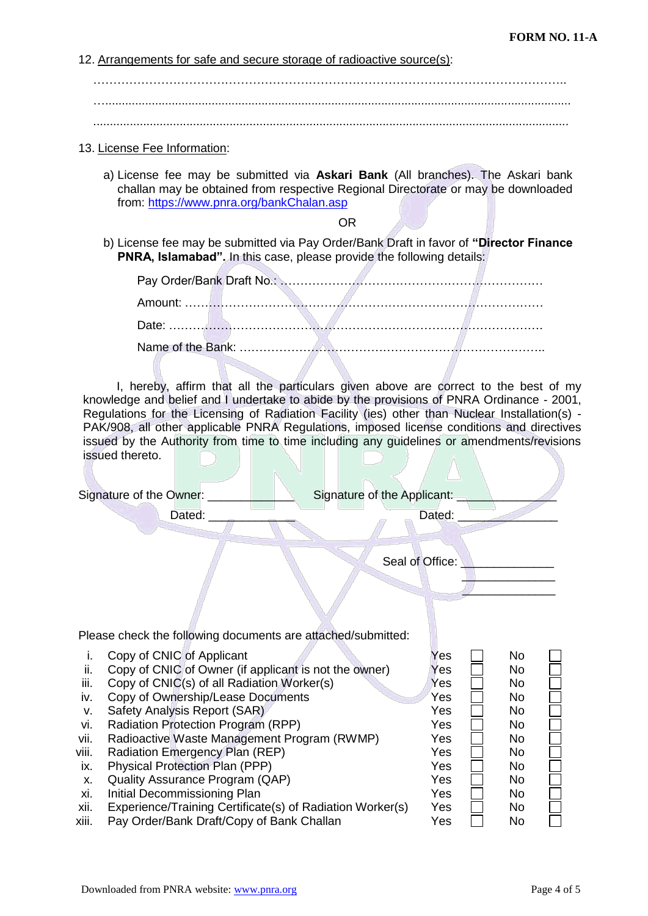12. Arrangements for safe and secure storage of radioactive source(s):

……………………………………………………………………………………………………..

…...........................................................................................................................................

.............................................................................................................................................

13. License Fee Information:

a) License fee may be submitted via **Askari Bank** (All branches). The Askari bank challan may be obtained from respective Regional Directorate or may be downloaded from: https://www.pnra.org/bankChalan.asp

OR

b) License fee may be submitted via Pay Order/Bank Draft in favor of **"Director Finance PNRA, Islamabad".** In this case, please provide the following details:

Pay Order/Bank Draft No.: …………………………………………………………

Amount: ……………………………………………………………………………

Date: ………………………………………………………………………………

Name of the Bank: …………………………………………………………………

I, hereby, affirm that all the particulars given above are correct to the best of my knowledge and belief and I undertake to abide by the provisions of PNRA Ordinance - 2001, Regulations for the Licensing of Radiation Facility (ies) other than Nuclear Installation(s) - PAK/908, all other applicable PNRA Regulations, imposed license conditions and directives issued by the Authority from time to time including any guidelines or amendments/revisions issued thereto.

Signature of the Owner: ____________ Signature of the Applicant: ______________

Dated: ____________ Dated: ______________

Seal of Office: ______________

______________

______________

Please check the following documents are attached/submitted:

| | Document | Yes | | No | |
|---|---|---|---|---|---|
| i. | Copy of CNIC of Applicant | Yes | ☐ | No | ☐ |
| ii. | Copy of CNIC of Owner (if applicant is not the owner) | Yes | ☐ | No | ☐ |
| iii. | Copy of CNIC(s) of all Radiation Worker(s) | Yes | ☐ | No | ☐ |
| iv. | Copy of Ownership/Lease Documents | Yes | ☐ | No | ☐ |
| v. | Safety Analysis Report (SAR) | Yes | ☐ | No | ☐ |
| vi. | Radiation Protection Program (RPP) | Yes | ☐ | No | ☐ |
| vii. | Radioactive Waste Management Program (RWMP) | Yes | ☐ | No | ☐ |
| viii. | Radiation Emergency Plan (REP) | Yes | ☐ | No | ☐ |
| ix. | Physical Protection Plan (PPP) | Yes | ☐ | No | ☐ |
| x. | Quality Assurance Program (QAP) | Yes | ☐ | No | ☐ |
| xi. | Initial Decommissioning Plan | Yes | ☐ | No | ☐ |
| xii. | Experience/Training Certificate(s) of Radiation Worker(s) | Yes | ☐ | No | ☐ |
| xiii. | Pay Order/Bank Draft/Copy of Bank Challan | Yes | ☐ | No | ☐ |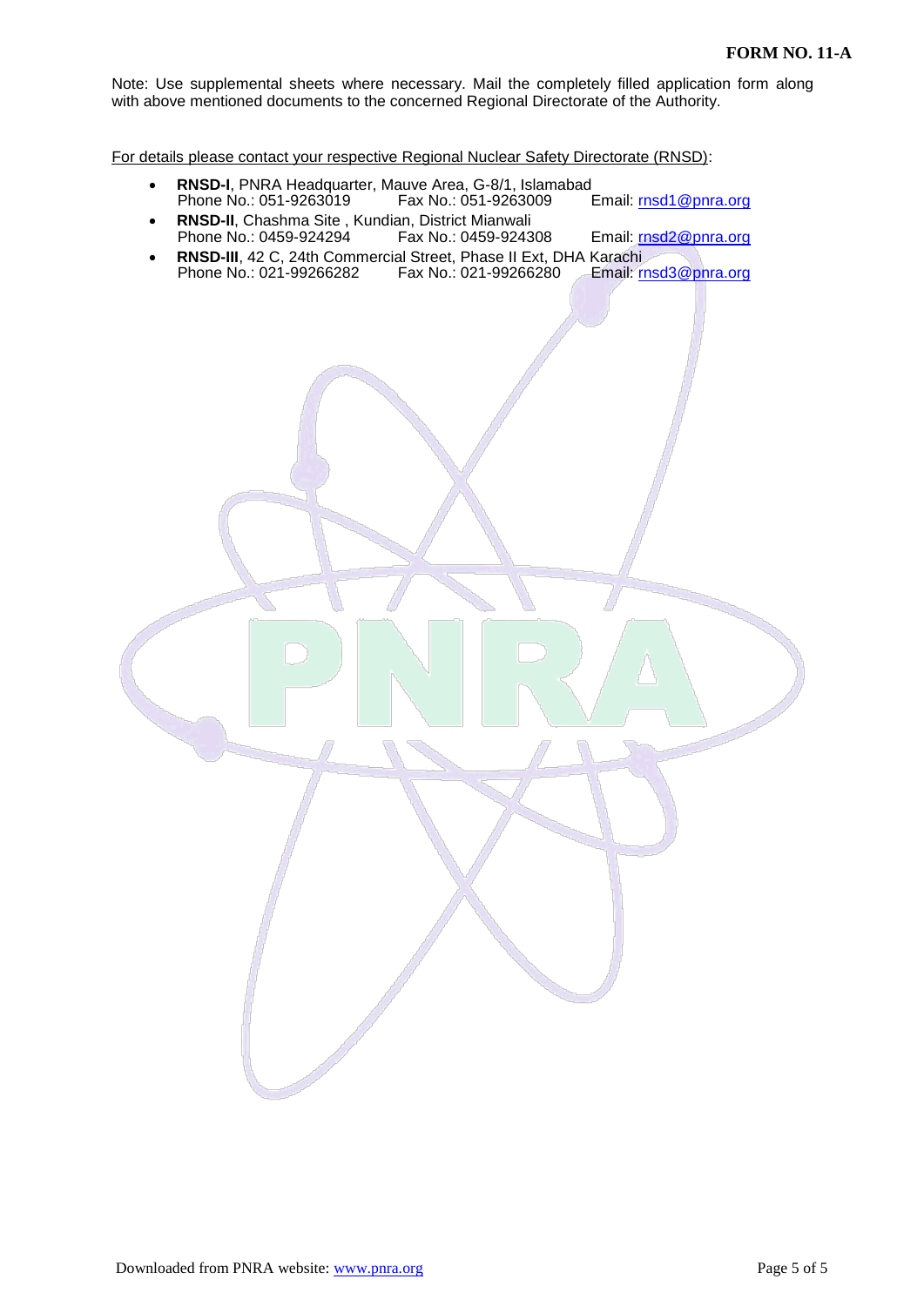Note: Use supplemental sheets where necessary. Mail the completely filled application form along with above mentioned documents to the concerned Regional Directorate of the Authority.

For details please contact your respective Regional Nuclear Safety Directorate (RNSD):

- **RNSD-I**, PNRA Headquarter, Mauve Area, G-8/1, Islamabad
  Phone No.: 051-9263019 Fax No.: 051-9263009 Email: rnsd1@pnra.org
- **RNSD-II**, Chashma Site , Kundian, District Mianwali
  Phone No.: 0459-924294 Fax No.: 0459-924308 Email: rnsd2@pnra.org
- **RNSD-III**, 42 C, 24th Commercial Street, Phase II Ext, DHA Karachi
  Phone No.: 021-99266282 Fax No.: 021-99266280 Email: rnsd3@pnra.org